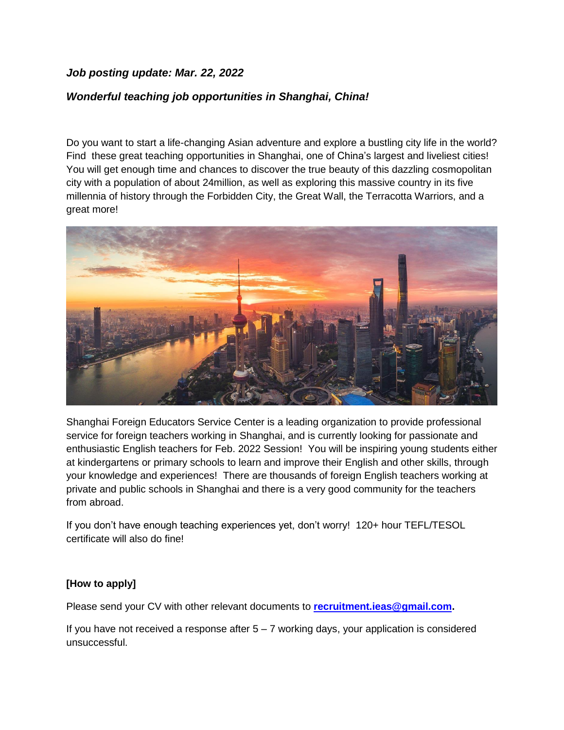***Job posting update: Mar. 22, 2022***

***Wonderful teaching job opportunities in Shanghai, China!***

Do you want to start a life-changing Asian adventure and explore a bustling city life in the world? Find these great teaching opportunities in Shanghai, one of China's largest and liveliest cities! You will get enough time and chances to discover the true beauty of this dazzling cosmopolitan city with a population of about 24million, as well as exploring this massive country in its five millennia of history through the Forbidden City, the Great Wall, the Terracotta Warriors, and a great more!

Shanghai Foreign Educators Service Center is a leading organization to provide professional service for foreign teachers working in Shanghai, and is currently looking for passionate and enthusiastic English teachers for Feb. 2022 Session! You will be inspiring young students either at kindergartens or primary schools to learn and improve their English and other skills, through your knowledge and experiences! There are thousands of foreign English teachers working at private and public schools in Shanghai and there is a very good community for the teachers from abroad.

If you don't have enough teaching experiences yet, don't worry! 120+ hour TEFL/TESOL certificate will also do fine!

**[How to apply]**

Please send your CV with other relevant documents to **recruitment.ieas@gmail.com.**

If you have not received a response after 5 – 7 working days, your application is considered unsuccessful.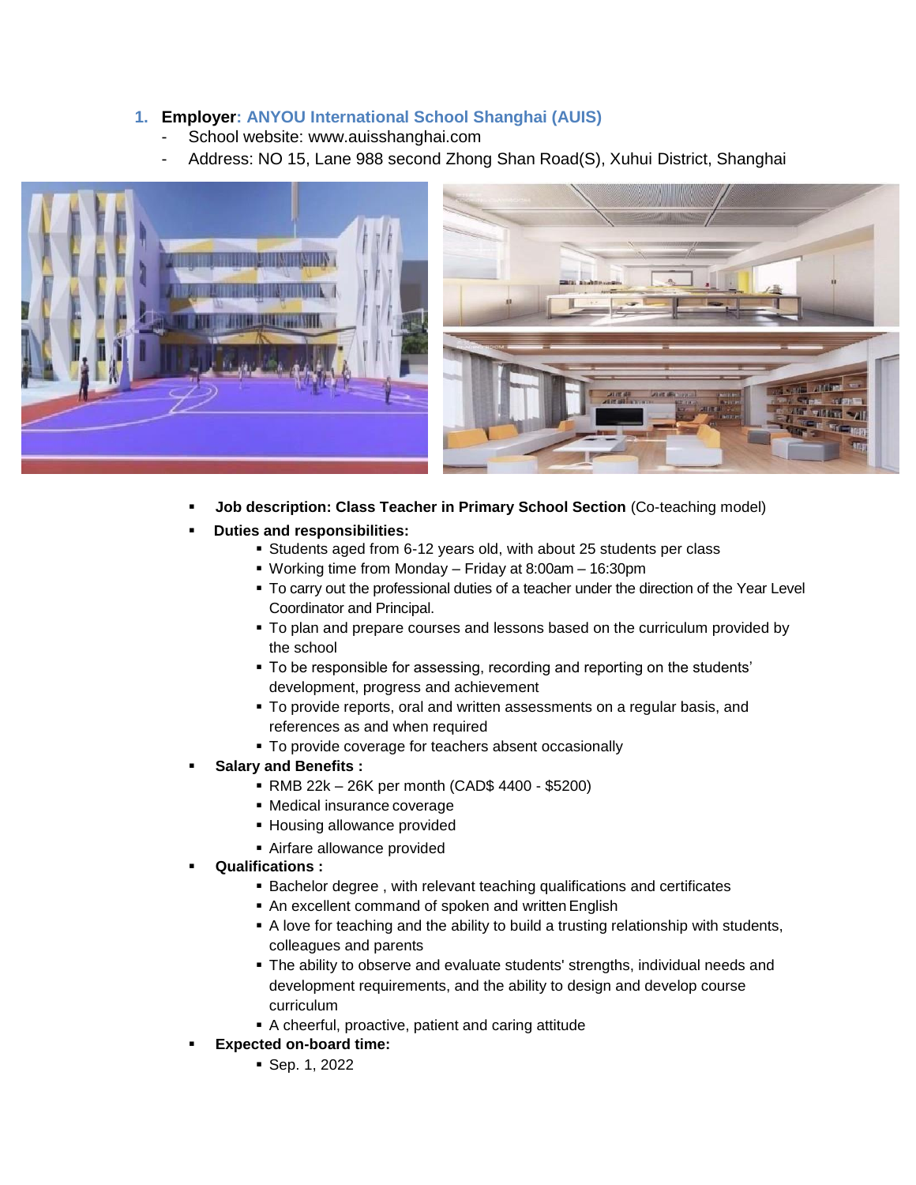1. **Employer: ANYOU International School Shanghai (AUIS)**
   - School website: www.auisshanghai.com
   - Address: NO 15, Lane 988 second Zhong Shan Road(S), Xuhui District, Shanghai

- **Job description: Class Teacher in Primary School Section** (Co-teaching model)
- **Duties and responsibilities:**
  - Students aged from 6-12 years old, with about 25 students per class
  - Working time from Monday – Friday at 8:00am – 16:30pm
  - To carry out the professional duties of a teacher under the direction of the Year Level Coordinator and Principal.
  - To plan and prepare courses and lessons based on the curriculum provided by the school
  - To be responsible for assessing, recording and reporting on the students' development, progress and achievement
  - To provide reports, oral and written assessments on a regular basis, and references as and when required
  - To provide coverage for teachers absent occasionally
- **Salary and Benefits :**
  - RMB 22k – 26K per month (CAD$ 4400 - $5200)
  - Medical insurance coverage
  - Housing allowance provided
  - Airfare allowance provided
- **Qualifications :**
  - Bachelor degree , with relevant teaching qualifications and certificates
  - An excellent command of spoken and written English
  - A love for teaching and the ability to build a trusting relationship with students, colleagues and parents
  - The ability to observe and evaluate students' strengths, individual needs and development requirements, and the ability to design and develop course curriculum
  - A cheerful, proactive, patient and caring attitude
- **Expected on-board time:**
  - Sep. 1, 2022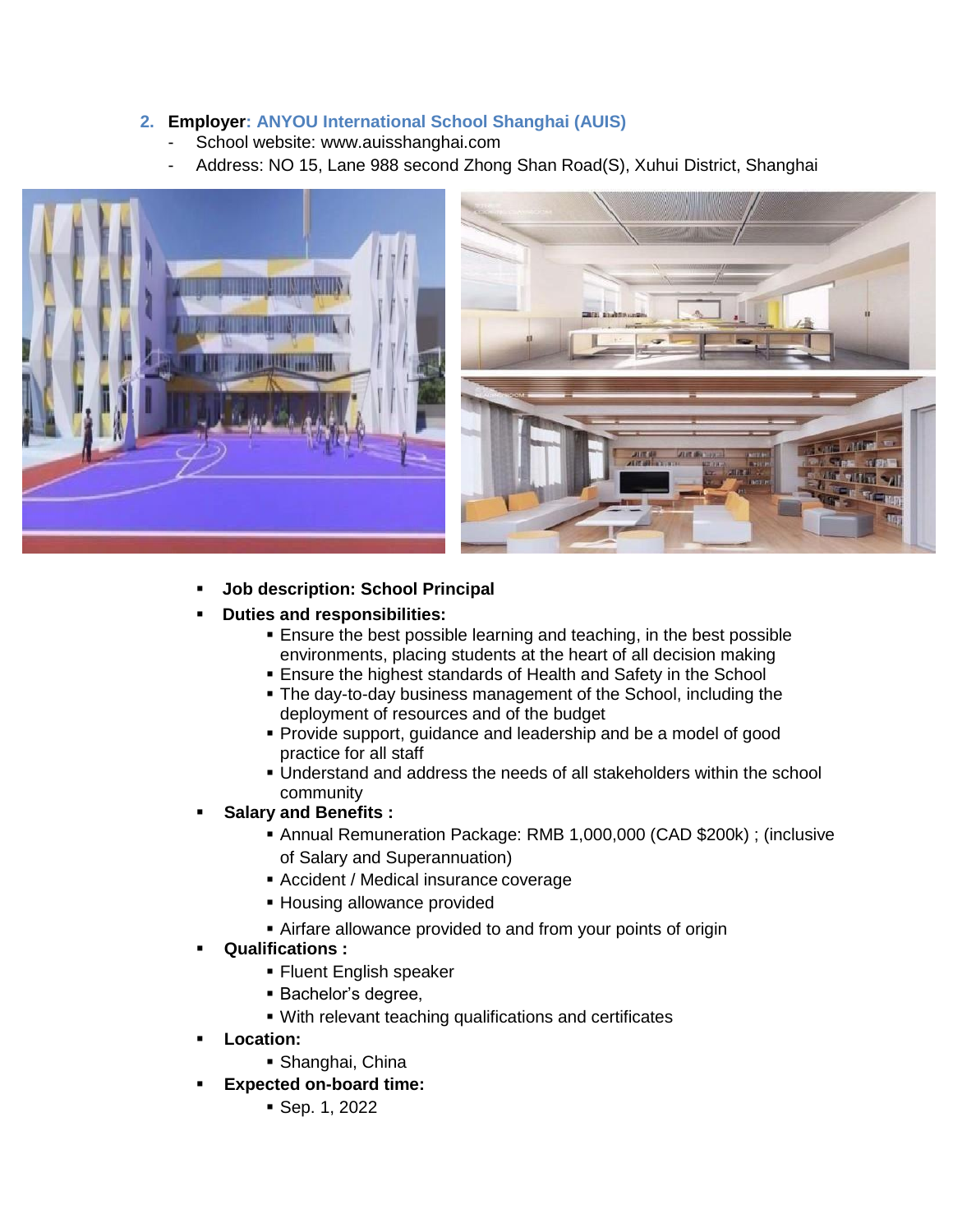2. **Employer: ANYOU International School Shanghai (AUIS)**
   - School website: www.auisshanghai.com
   - Address: NO 15, Lane 988 second Zhong Shan Road(S), Xuhui District, Shanghai

- **Job description: School Principal**
- **Duties and responsibilities:**
  - Ensure the best possible learning and teaching, in the best possible environments, placing students at the heart of all decision making
  - Ensure the highest standards of Health and Safety in the School
  - The day-to-day business management of the School, including the deployment of resources and of the budget
  - Provide support, guidance and leadership and be a model of good practice for all staff
  - Understand and address the needs of all stakeholders within the school community
- **Salary and Benefits :**
  - Annual Remuneration Package: RMB 1,000,000 (CAD $200k) ; (inclusive of Salary and Superannuation)
  - Accident / Medical insurance coverage
  - Housing allowance provided
  - Airfare allowance provided to and from your points of origin
- **Qualifications :**
  - Fluent English speaker
  - Bachelor's degree,
  - With relevant teaching qualifications and certificates
- **Location:**
  - Shanghai, China
- **Expected on-board time:**
  - Sep. 1, 2022